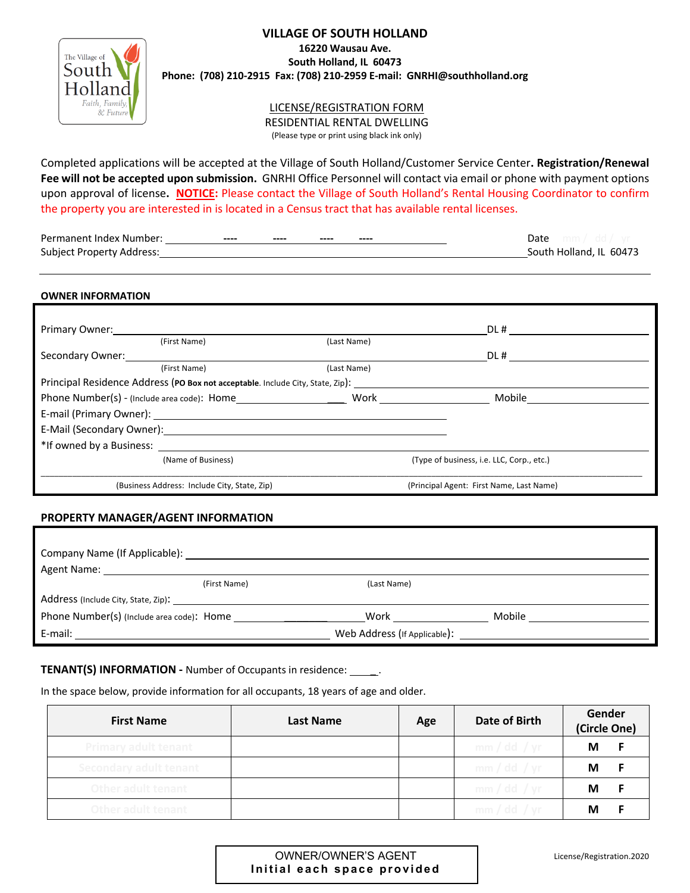# VILLAGE OF SOUTH HOLLAND

**16220 Wausau Ave.**
**South Holland, IL 60473**
**Phone: (708) 210-2915 Fax: (708) 210-2959 E-mail: GNRHI@southholland.org**

## LICENSE/REGISTRATION FORM

RESIDENTIAL RENTAL DWELLING
(Please type or print using black ink only)

Completed applications will be accepted at the Village of South Holland/Customer Service Center. **Registration/Renewal Fee will not be accepted upon submission.** GNRHI Office Personnel will contact via email or phone with payment options upon approval of license. **NOTICE:** Please contact the Village of South Holland's Rental Housing Coordinator to confirm the property you are interested in is located in a Census tract that has available rental licenses.

Permanent Index Number: ________ ---- ---- ---- ---- ________ Date mm / dd / yr
Subject Property Address: ________________________________ South Holland, IL 60473

### OWNER INFORMATION

Primary Owner: ________________________________ DL # ____________
(First Name) (Last Name)

Secondary Owner: ________________________________ DL # ____________
(First Name) (Last Name)

Principal Residence Address (**PO Box not acceptable**. Include City, State, Zip): ________________________________

Phone Number(s) - (Include area code): Home ____________ Work ____________ Mobile ____________

E-mail (Primary Owner): ________________________________

E-Mail (Secondary Owner): ________________________________

*If owned by a Business: ________________________________
(Name of Business) (Type of business, i.e. LLC, Corp., etc.)

________________________________
(Business Address: Include City, State, Zip) (Principal Agent: First Name, Last Name)

### PROPERTY MANAGER/AGENT INFORMATION

Company Name (If Applicable): ________________________________

Agent Name: ________________________________
(First Name) (Last Name)

Address (Include City, State, Zip): ________________________________

Phone Number(s) (Include area code): Home ____________ Work ____________ Mobile ____________

E-mail: ____________________ Web Address (If Applicable): ____________________

### TENANT(S) INFORMATION - Number of Occupants in residence: _____.

In the space below, provide information for all occupants, 18 years of age and older.

| First Name | Last Name | Age | Date of Birth | Gender (Circle One) |
|---|---|---|---|---|
| Primary adult tenant | | | mm / dd / yr | M F |
| Secondary adult tenant | | | mm / dd / yr | M F |
| Other adult tenant | | | mm / dd / yr | M F |
| Other adult tenant | | | mm / dd / yr | M F |

OWNER/OWNER'S AGENT
**Initial each space provided**

License/Registration.2020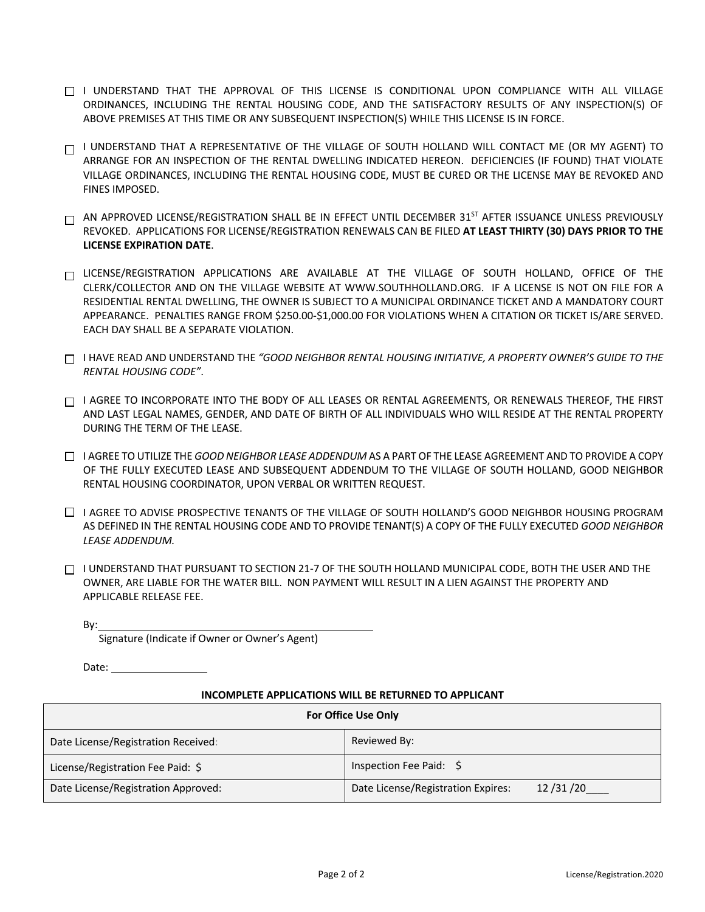- ☐ I UNDERSTAND THAT THE APPROVAL OF THIS LICENSE IS CONDITIONAL UPON COMPLIANCE WITH ALL VILLAGE ORDINANCES, INCLUDING THE RENTAL HOUSING CODE, AND THE SATISFACTORY RESULTS OF ANY INSPECTION(S) OF ABOVE PREMISES AT THIS TIME OR ANY SUBSEQUENT INSPECTION(S) WHILE THIS LICENSE IS IN FORCE.

- ☐ I UNDERSTAND THAT A REPRESENTATIVE OF THE VILLAGE OF SOUTH HOLLAND WILL CONTACT ME (OR MY AGENT) TO ARRANGE FOR AN INSPECTION OF THE RENTAL DWELLING INDICATED HEREON. DEFICIENCIES (IF FOUND) THAT VIOLATE VILLAGE ORDINANCES, INCLUDING THE RENTAL HOUSING CODE, MUST BE CURED OR THE LICENSE MAY BE REVOKED AND FINES IMPOSED.

- ☐ AN APPROVED LICENSE/REGISTRATION SHALL BE IN EFFECT UNTIL DECEMBER 31ST AFTER ISSUANCE UNLESS PREVIOUSLY REVOKED. APPLICATIONS FOR LICENSE/REGISTRATION RENEWALS CAN BE FILED **AT LEAST THIRTY (30) DAYS PRIOR TO THE LICENSE EXPIRATION DATE**.

- ☐ LICENSE/REGISTRATION APPLICATIONS ARE AVAILABLE AT THE VILLAGE OF SOUTH HOLLAND, OFFICE OF THE CLERK/COLLECTOR AND ON THE VILLAGE WEBSITE AT WWW.SOUTHHOLLAND.ORG. IF A LICENSE IS NOT ON FILE FOR A RESIDENTIAL RENTAL DWELLING, THE OWNER IS SUBJECT TO A MUNICIPAL ORDINANCE TICKET AND A MANDATORY COURT APPEARANCE. PENALTIES RANGE FROM $250.00-$1,000.00 FOR VIOLATIONS WHEN A CITATION OR TICKET IS/ARE SERVED. EACH DAY SHALL BE A SEPARATE VIOLATION.

- ☐ I HAVE READ AND UNDERSTAND THE *"GOOD NEIGHBOR RENTAL HOUSING INITIATIVE, A PROPERTY OWNER'S GUIDE TO THE RENTAL HOUSING CODE"*.

- ☐ I AGREE TO INCORPORATE INTO THE BODY OF ALL LEASES OR RENTAL AGREEMENTS, OR RENEWALS THEREOF, THE FIRST AND LAST LEGAL NAMES, GENDER, AND DATE OF BIRTH OF ALL INDIVIDUALS WHO WILL RESIDE AT THE RENTAL PROPERTY DURING THE TERM OF THE LEASE.

- ☐ I AGREE TO UTILIZE THE *GOOD NEIGHBOR LEASE ADDENDUM* AS A PART OF THE LEASE AGREEMENT AND TO PROVIDE A COPY OF THE FULLY EXECUTED LEASE AND SUBSEQUENT ADDENDUM TO THE VILLAGE OF SOUTH HOLLAND, GOOD NEIGHBOR RENTAL HOUSING COORDINATOR, UPON VERBAL OR WRITTEN REQUEST.

- ☐ I AGREE TO ADVISE PROSPECTIVE TENANTS OF THE VILLAGE OF SOUTH HOLLAND'S GOOD NEIGHBOR HOUSING PROGRAM AS DEFINED IN THE RENTAL HOUSING CODE AND TO PROVIDE TENANT(S) A COPY OF THE FULLY EXECUTED *GOOD NEIGHBOR LEASE ADDENDUM.*

- ☐ I UNDERSTAND THAT PURSUANT TO SECTION 21-7 OF THE SOUTH HOLLAND MUNICIPAL CODE, BOTH THE USER AND THE OWNER, ARE LIABLE FOR THE WATER BILL. NON PAYMENT WILL RESULT IN A LIEN AGAINST THE PROPERTY AND APPLICABLE RELEASE FEE.

By: ______________________________________________
Signature (Indicate if Owner or Owner's Agent)

Date: ________________

**INCOMPLETE APPLICATIONS WILL BE RETURNED TO APPLICANT**

| **For Office Use Only** | |
|---|---|
| Date License/Registration Received: | Reviewed By: |
| License/Registration Fee Paid: $ | Inspection Fee Paid: $ |
| Date License/Registration Approved: | Date License/Registration Expires: 12 /31 /20____ |